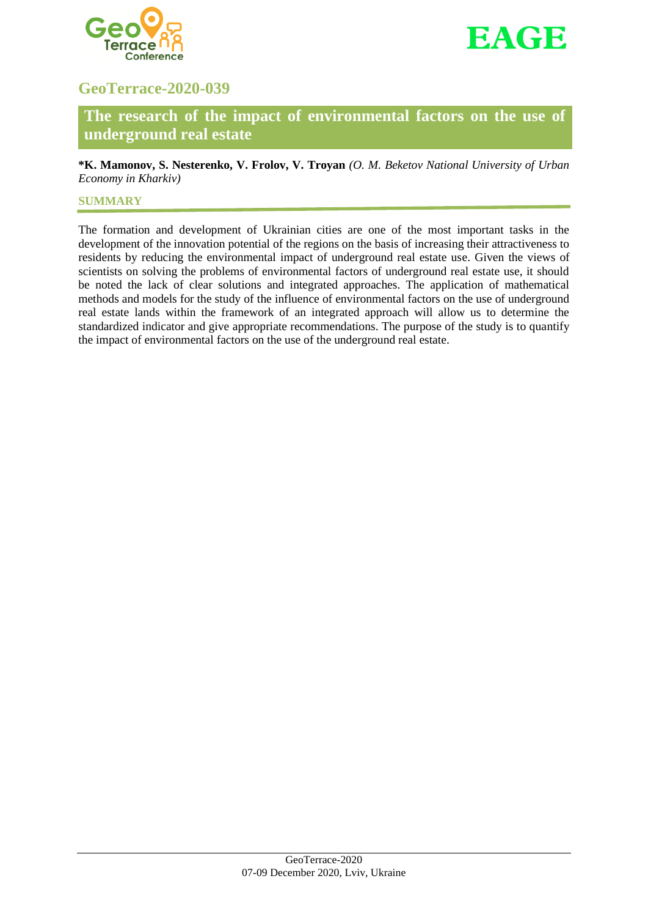## GeoTerrace-2020-039

# The research of the impact of environmental factors on the use of underground real estate

**\*K. Mamonov, S. Nesterenko, V. Frolov, V. Troyan** *(O. M. Beketov National University of Urban Economy in Kharkiv)*

### SUMMARY

The formation and development of Ukrainian cities are one of the most important tasks in the development of the innovation potential of the regions on the basis of increasing their attractiveness to residents by reducing the environmental impact of underground real estate use. Given the views of scientists on solving the problems of environmental factors of underground real estate use, it should be noted the lack of clear solutions and integrated approaches. The application of mathematical methods and models for the study of the influence of environmental factors on the use of underground real estate lands within the framework of an integrated approach will allow us to determine the standardized indicator and give appropriate recommendations. The purpose of the study is to quantify the impact of environmental factors on the use of the underground real estate.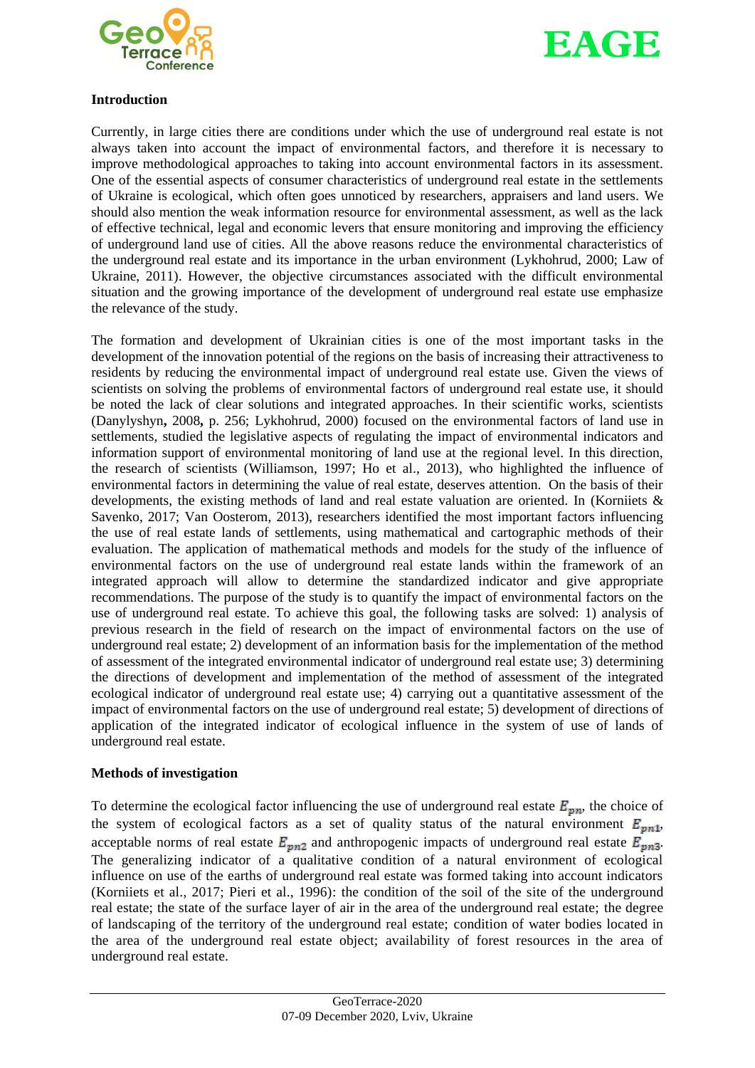## Introduction

Currently, in large cities there are conditions under which the use of underground real estate is not always taken into account the impact of environmental factors, and therefore it is necessary to improve methodological approaches to taking into account environmental factors in its assessment. One of the essential aspects of consumer characteristics of underground real estate in the settlements of Ukraine is ecological, which often goes unnoticed by researchers, appraisers and land users. We should also mention the weak information resource for environmental assessment, as well as the lack of effective technical, legal and economic levers that ensure monitoring and improving the efficiency of underground land use of cities. All the above reasons reduce the environmental characteristics of the underground real estate and its importance in the urban environment (Lykhohrud, 2000; Law of Ukraine, 2011). However, the objective circumstances associated with the difficult environmental situation and the growing importance of the development of underground real estate use emphasize the relevance of the study.

The formation and development of Ukrainian cities is one of the most important tasks in the development of the innovation potential of the regions on the basis of increasing their attractiveness to residents by reducing the environmental impact of underground real estate use. Given the views of scientists on solving the problems of environmental factors of underground real estate use, it should be noted the lack of clear solutions and integrated approaches. In their scientific works, scientists (Danylyshyn**,** 2008**,** p. 256; Lykhohrud, 2000) focused on the environmental factors of land use in settlements, studied the legislative aspects of regulating the impact of environmental indicators and information support of environmental monitoring of land use at the regional level. In this direction, the research of scientists (Williamson, 1997; Ho et al., 2013), who highlighted the influence of environmental factors in determining the value of real estate, deserves attention. On the basis of their developments, the existing methods of land and real estate valuation are oriented. In (Korniiets & Savenko, 2017; Van Oosterom, 2013), researchers identified the most important factors influencing the use of real estate lands of settlements, using mathematical and cartographic methods of their evaluation. The application of mathematical methods and models for the study of the influence of environmental factors on the use of underground real estate lands within the framework of an integrated approach will allow to determine the standardized indicator and give appropriate recommendations. The purpose of the study is to quantify the impact of environmental factors on the use of underground real estate. To achieve this goal, the following tasks are solved: 1) analysis of previous research in the field of research on the impact of environmental factors on the use of underground real estate; 2) development of an information basis for the implementation of the method of assessment of the integrated environmental indicator of underground real estate use; 3) determining the directions of development and implementation of the method of assessment of the integrated ecological indicator of underground real estate use; 4) carrying out a quantitative assessment of the impact of environmental factors on the use of underground real estate; 5) development of directions of application of the integrated indicator of ecological influence in the system of use of lands of underground real estate.

## Methods of investigation

To determine the ecological factor influencing the use of underground real estate $E_{pn}$, the choice of the system of ecological factors as a set of quality status of the natural environment $E_{pn1}$, acceptable norms of real estate $E_{pn2}$ and anthropogenic impacts of underground real estate $E_{pn3}$. The generalizing indicator of a qualitative condition of a natural environment of ecological influence on use of the earths of underground real estate was formed taking into account indicators (Korniiets et al., 2017; Pieri et al., 1996): the condition of the soil of the site of the underground real estate; the state of the surface layer of air in the area of the underground real estate; the degree of landscaping of the territory of the underground real estate; condition of water bodies located in the area of the underground real estate object; availability of forest resources in the area of underground real estate.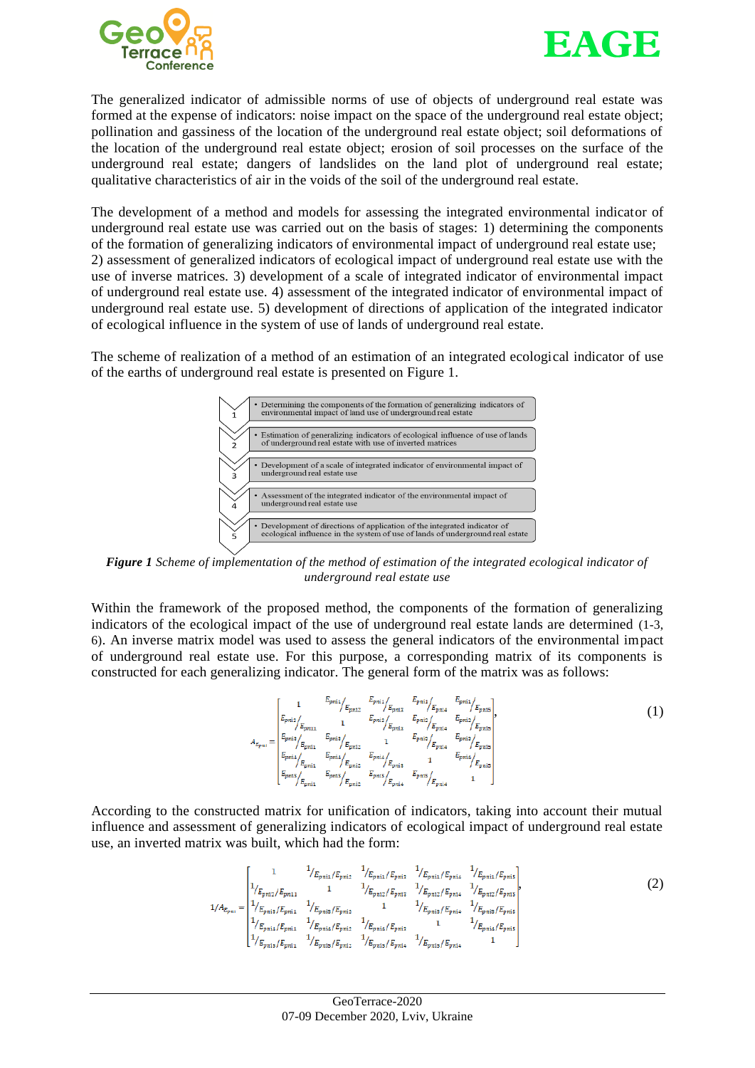The generalized indicator of admissible norms of use of objects of underground real estate was formed at the expense of indicators: noise impact on the space of the underground real estate object; pollination and gassiness of the location of the underground real estate object; soil deformations of the location of the underground real estate object; erosion of soil processes on the surface of the underground real estate; dangers of landslides on the land plot of underground real estate; qualitative characteristics of air in the voids of the soil of the underground real estate.

The development of a method and models for assessing the integrated environmental indicator of underground real estate use was carried out on the basis of stages: 1) determining the components of the formation of generalizing indicators of environmental impact of underground real estate use; 2) assessment of generalized indicators of ecological impact of underground real estate use with the use of inverse matrices. 3) development of a scale of integrated indicator of environmental impact of underground real estate use. 4) assessment of the integrated indicator of environmental impact of underground real estate use. 5) development of directions of application of the integrated indicator of ecological influence in the system of use of lands of underground real estate.

The scheme of realization of a method of an estimation of an integrated ecological indicator of use of the earths of underground real estate is presented on Figure 1.

1. • Determining the components of the formation of generalizing indicators of environmental impact of land use of underground real estate
2. • Estimation of generalizing indicators of ecological influence of use of lands of underground real estate with use of inverted matrices
3. • Development of a scale of integrated indicator of environmental impact of underground real estate use
4. • Assessment of the integrated indicator of the environmental impact of underground real estate use
5. • Development of directions of application of the integrated indicator of ecological influence in the system of use of lands of underground real estate

***Figure 1** Scheme of implementation of the method of estimation of the integrated ecological indicator of underground real estate use*

Within the framework of the proposed method, the components of the formation of generalizing indicators of the ecological impact of the use of underground real estate lands are determined (1-3, 6). An inverse matrix model was used to assess the general indicators of the environmental impact of underground real estate use. For this purpose, a corresponding matrix of its components is constructed for each generalizing indicator. The general form of the matrix was as follows:

$$A_{E_{pni}} = \begin{bmatrix} 1 & E_{pni1}/E_{pni2} & E_{pni1}/E_{pni3} & E_{pni1}/E_{pni4} & E_{pni1}/E_{pni5} \\ E_{pni2}/E_{pni1} & 1 & E_{pni2}/E_{pni3} & E_{pni2}/E_{pni4} & E_{pni2}/E_{pni5} \\ E_{pni3}/E_{pni1} & E_{pni3}/E_{pni2} & 1 & E_{pni3}/E_{pni4} & E_{pni3}/E_{pni5} \\ E_{pni4}/E_{pni1} & E_{pni4}/E_{pni2} & E_{pni4}/E_{pni3} & 1 & E_{pni4}/E_{pni5} \\ E_{pni5}/E_{pni1} & E_{pni5}/E_{pni2} & E_{pni5}/E_{pni3} & E_{pni5}/E_{pni4} & 1 \end{bmatrix}, \quad (1)$$

According to the constructed matrix for unification of indicators, taking into account their mutual influence and assessment of generalizing indicators of ecological impact of underground real estate use, an inverted matrix was built, which had the form:

$$1/A_{E_{pni}} = \begin{bmatrix} 1 & 1/E_{pni1}/E_{pni2} & 1/E_{pni1}/E_{pni3} & 1/E_{pni1}/E_{pni4} & 1/E_{pni1}/E_{pni5} \\ 1/E_{pni2}/E_{pni1} & 1 & 1/E_{pni2}/E_{pni3} & 1/E_{pni2}/E_{pni4} & 1/E_{pni2}/E_{pni5} \\ 1/E_{pni3}/E_{pni1} & 1/E_{pni3}/E_{pni2} & 1 & 1/E_{pni3}/E_{pni4} & 1/E_{pni3}/E_{pni5} \\ 1/E_{pni4}/E_{pni1} & 1/E_{pni4}/E_{pni2} & 1/E_{pni4}/E_{pni3} & 1 & 1/E_{pni4}/E_{pni5} \\ 1/E_{pni5}/E_{pni1} & 1/E_{pni5}/E_{pni2} & 1/E_{pni5}/E_{pni3} & 1/E_{pni5}/E_{pni4} & 1 \end{bmatrix}, \quad (2)$$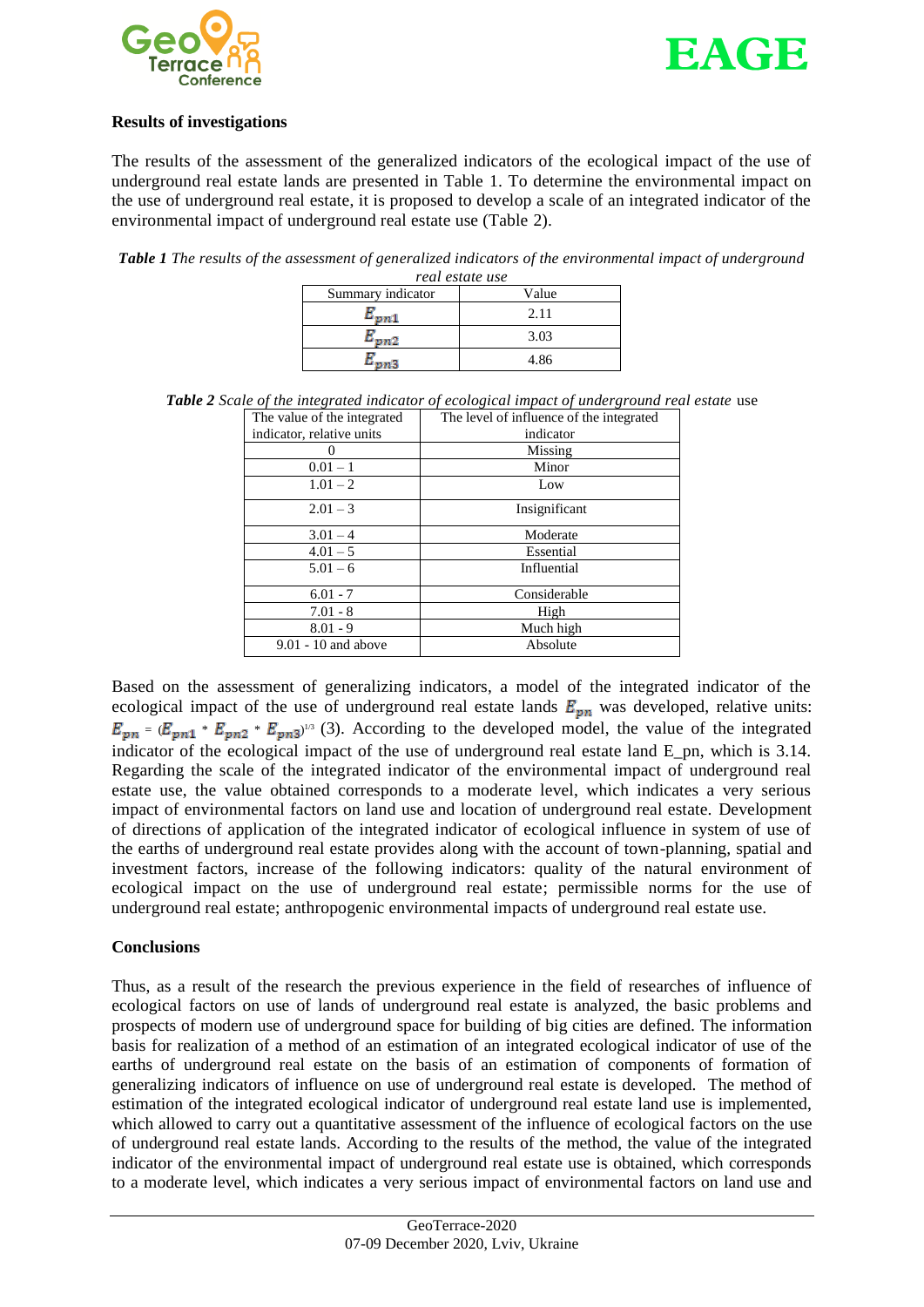### Results of investigations

The results of the assessment of the generalized indicators of the ecological impact of the use of underground real estate lands are presented in Table 1. To determine the environmental impact on the use of underground real estate, it is proposed to develop a scale of an integrated indicator of the environmental impact of underground real estate use (Table 2).

***Table 1*** *The results of the assessment of generalized indicators of the environmental impact of underground real estate use*

| Summary indicator | Value |
|---|---|
| $E_{pn1}$ | 2.11 |
| $E_{pn2}$ | 3.03 |
| $E_{pn3}$ | 4.86 |

***Table 2*** *Scale of the integrated indicator of ecological impact of underground real estate* use

| The value of the integrated indicator, relative units | The level of influence of the integrated indicator |
|---|---|
| 0 | Missing |
| 0.01 – 1 | Minor |
| 1.01 – 2 | Low |
| 2.01 – 3 | Insignificant |
| 3.01 – 4 | Moderate |
| 4.01 – 5 | Essential |
| 5.01 – 6 | Influential |
| 6.01 - 7 | Considerable |
| 7.01 - 8 | High |
| 8.01 - 9 | Much high |
| 9.01 - 10 and above | Absolute |

Based on the assessment of generalizing indicators, a model of the integrated indicator of the ecological impact of the use of underground real estate lands $E_{pn}$ was developed, relative units: $E_{pn} = (E_{pn1} * E_{pn2} * E_{pn3})^{1/3}$ (3). According to the developed model, the value of the integrated indicator of the ecological impact of the use of underground real estate land E_pn, which is 3.14. Regarding the scale of the integrated indicator of the environmental impact of underground real estate use, the value obtained corresponds to a moderate level, which indicates a very serious impact of environmental factors on land use and location of underground real estate. Development of directions of application of the integrated indicator of ecological influence in system of use of the earths of underground real estate provides along with the account of town-planning, spatial and investment factors, increase of the following indicators: quality of the natural environment of ecological impact on the use of underground real estate; permissible norms for the use of underground real estate; anthropogenic environmental impacts of underground real estate use.

### Conclusions

Thus, as a result of the research the previous experience in the field of researches of influence of ecological factors on use of lands of underground real estate is analyzed, the basic problems and prospects of modern use of underground space for building of big cities are defined. The information basis for realization of a method of an estimation of an integrated ecological indicator of use of the earths of underground real estate on the basis of an estimation of components of formation of generalizing indicators of influence on use of underground real estate is developed. The method of estimation of the integrated ecological indicator of underground real estate land use is implemented, which allowed to carry out a quantitative assessment of the influence of ecological factors on the use of underground real estate lands. According to the results of the method, the value of the integrated indicator of the environmental impact of underground real estate use is obtained, which corresponds to a moderate level, which indicates a very serious impact of environmental factors on land use and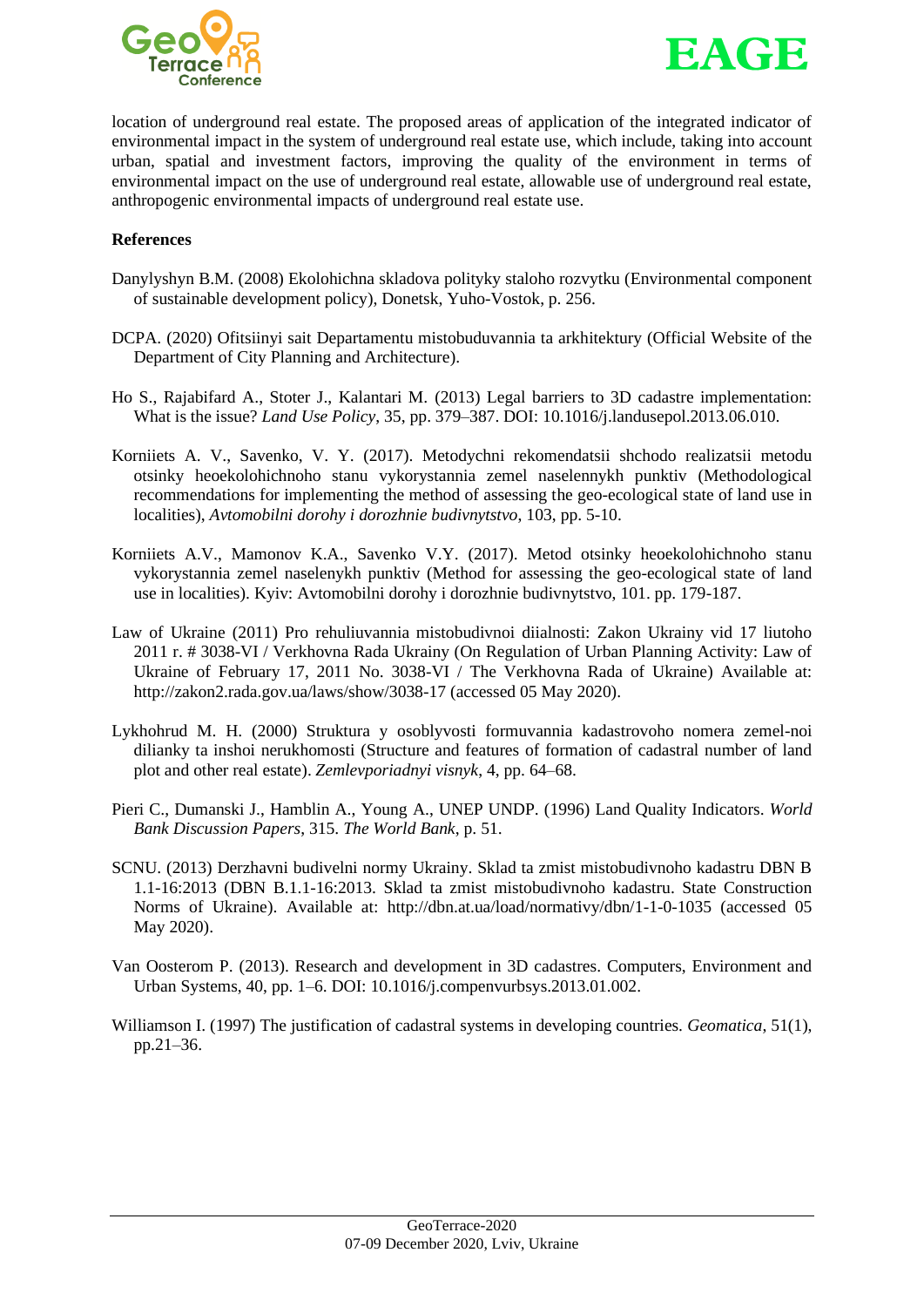location of underground real estate. The proposed areas of application of the integrated indicator of environmental impact in the system of underground real estate use, which include, taking into account urban, spatial and investment factors, improving the quality of the environment in terms of environmental impact on the use of underground real estate, allowable use of underground real estate, anthropogenic environmental impacts of underground real estate use.

**References**

Danylyshyn B.M. (2008) Ekolohichna skladova polityky staloho rozvytku (Environmental component of sustainable development policy), Donetsk, Yuho-Vostok, p. 256.

DCPA. (2020) Ofitsiinyi sait Departamentu mistobuduvannia ta arkhitektury (Official Website of the Department of City Planning and Architecture).

Ho S., Rajabifard A., Stoter J., Kalantari M. (2013) Legal barriers to 3D cadastre implementation: What is the issue? *Land Use Policy*, 35, pp. 379–387. DOI: 10.1016/j.landusepol.2013.06.010.

Korniiets A. V., Savenko, V. Y. (2017). Metodychni rekomendatsii shchodo realizatsii metodu otsinky heoekolohichnoho stanu vykorystannia zemel naselennykh punktiv (Methodological recommendations for implementing the method of assessing the geo-ecological state of land use in localities), *Avtomobilni dorohy i dorozhnie budivnytstvo*, 103, pp. 5-10.

Korniiets A.V., Mamonov K.A., Savenko V.Y. (2017). Metod otsinky heoekolohichnoho stanu vykorystannia zemel naselenykh punktiv (Method for assessing the geo-ecological state of land use in localities). Kyiv: Avtomobilni dorohy i dorozhnie budivnytstvo, 101. pp. 179-187.

Law of Ukraine (2011) Pro rehuliuvannia mistobudivnoi diialnosti: Zakon Ukrainy vid 17 liutoho 2011 r. # 3038-VI / Verkhovna Rada Ukrainy (On Regulation of Urban Planning Activity: Law of Ukraine of February 17, 2011 No. 3038-VI / The Verkhovna Rada of Ukraine) Available at: http://zakon2.rada.gov.ua/laws/show/3038-17 (accessed 05 May 2020).

Lykhohrud M. H. (2000) Struktura y osoblyvosti formuvannia kadastrovoho nomera zemel-noi dilianky ta inshoi nerukhomosti (Structure and features of formation of cadastral number of land plot and other real estate). *Zemlevporiadnyi visnyk*, 4, pp. 64–68.

Pieri C., Dumanski J., Hamblin A., Young A., UNEP UNDP. (1996) Land Quality Indicators. *World Bank Discussion Papers*, 315. *The World Bank*, p. 51.

SCNU. (2013) Derzhavni budivelni normy Ukrainy. Sklad ta zmist mistobudivnoho kadastru DBN B 1.1-16:2013 (DBN B.1.1-16:2013. Sklad ta zmist mistobudivnoho kadastru. State Construction Norms of Ukraine). Available at: http://dbn.at.ua/load/normativy/dbn/1-1-0-1035 (accessed 05 May 2020).

Van Oosterom P. (2013). Research and development in 3D cadastres. Computers, Environment and Urban Systems, 40, pp. 1–6. DOI: 10.1016/j.compenvurbsys.2013.01.002.

Williamson I. (1997) The justification of cadastral systems in developing countries. *Geomatica*, 51(1), pp.21–36.